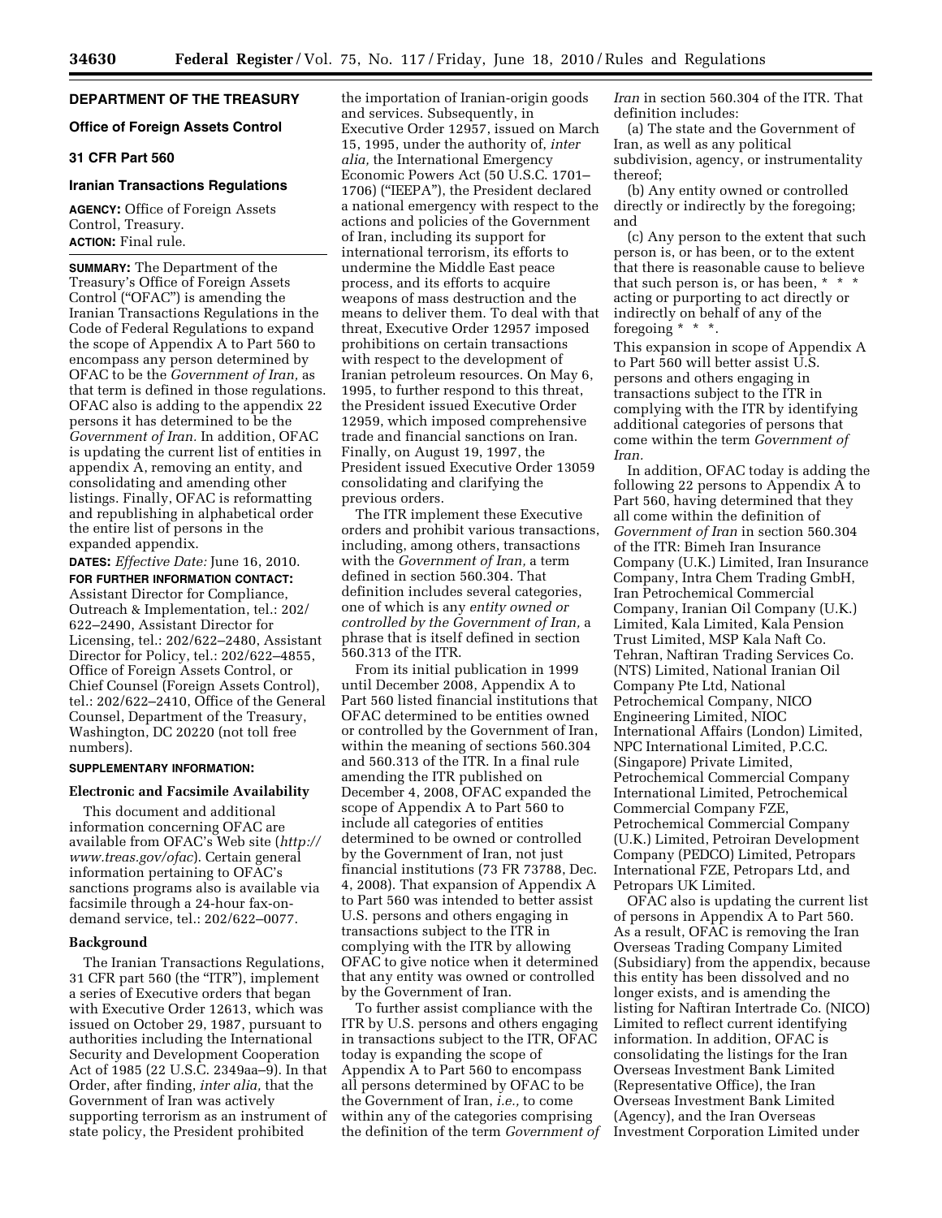## DEPARTMENT OF THE TREASURY

### Office of Foreign Assets Control

### 31 CFR Part 560

### Iranian Transactions Regulations

**AGENCY:** Office of Foreign Assets Control, Treasury.

**ACTION:** Final rule.

**SUMMARY:** The Department of the Treasury's Office of Foreign Assets Control ("OFAC") is amending the Iranian Transactions Regulations in the Code of Federal Regulations to expand the scope of Appendix A to Part 560 to encompass any person determined by OFAC to be the *Government of Iran,* as that term is defined in those regulations. OFAC also is adding to the appendix 22 persons it has determined to be the *Government of Iran.* In addition, OFAC is updating the current list of entities in appendix A, removing an entity, and consolidating and amending other listings. Finally, OFAC is reformatting and republishing in alphabetical order the entire list of persons in the expanded appendix.

**DATES:** *Effective Date:* June 16, 2010.

**FOR FURTHER INFORMATION CONTACT:** Assistant Director for Compliance, Outreach & Implementation, tel.: 202/622–2490, Assistant Director for Licensing, tel.: 202/622–2480, Assistant Director for Policy, tel.: 202/622–4855, Office of Foreign Assets Control, or Chief Counsel (Foreign Assets Control), tel.: 202/622–2410, Office of the General Counsel, Department of the Treasury, Washington, DC 20220 (not toll free numbers).

**SUPPLEMENTARY INFORMATION:**

#### Electronic and Facsimile Availability

This document and additional information concerning OFAC are available from OFAC's Web site (*http://www.treas.gov/ofac*). Certain general information pertaining to OFAC's sanctions programs also is available via facsimile through a 24-hour fax-on-demand service, tel.: 202/622–0077.

#### Background

The Iranian Transactions Regulations, 31 CFR part 560 (the "ITR"), implement a series of Executive orders that began with Executive Order 12613, which was issued on October 29, 1987, pursuant to authorities including the International Security and Development Cooperation Act of 1985 (22 U.S.C. 2349aa–9). In that Order, after finding, *inter alia,* that the Government of Iran was actively supporting terrorism as an instrument of state policy, the President prohibited the importation of Iranian-origin goods and services. Subsequently, in Executive Order 12957, issued on March 15, 1995, under the authority of, *inter alia,* the International Emergency Economic Powers Act (50 U.S.C. 1701–1706) ("IEEPA"), the President declared a national emergency with respect to the actions and policies of the Government of Iran, including its support for international terrorism, its efforts to undermine the Middle East peace process, and its efforts to acquire weapons of mass destruction and the means to deliver them. To deal with that threat, Executive Order 12957 imposed prohibitions on certain transactions with respect to the development of Iranian petroleum resources. On May 6, 1995, to further respond to this threat, the President issued Executive Order 12959, which imposed comprehensive trade and financial sanctions on Iran. Finally, on August 19, 1997, the President issued Executive Order 13059 consolidating and clarifying the previous orders.

The ITR implement these Executive orders and prohibit various transactions, including, among others, transactions with the *Government of Iran,* a term defined in section 560.304. That definition includes several categories, one of which is any *entity owned or controlled by the Government of Iran,* a phrase that is itself defined in section 560.313 of the ITR.

From its initial publication in 1999 until December 2008, Appendix A to Part 560 listed financial institutions that OFAC determined to be entities owned or controlled by the Government of Iran, within the meaning of sections 560.304 and 560.313 of the ITR. In a final rule amending the ITR published on December 4, 2008, OFAC expanded the scope of Appendix A to Part 560 to include all categories of entities determined to be owned or controlled by the Government of Iran, not just financial institutions (73 FR 73788, Dec. 4, 2008). That expansion of Appendix A to Part 560 was intended to better assist U.S. persons and others engaging in transactions subject to the ITR in complying with the ITR by allowing OFAC to give notice when it determined that any entity was owned or controlled by the Government of Iran.

To further assist compliance with the ITR by U.S. persons and others engaging in transactions subject to the ITR, OFAC today is expanding the scope of Appendix A to Part 560 to encompass all persons determined by OFAC to be the Government of Iran, *i.e.,* to come within any of the categories comprising the definition of the term *Government of Iran* in section 560.304 of the ITR. That definition includes:

(a) The state and the Government of Iran, as well as any political subdivision, agency, or instrumentality thereof;

(b) Any entity owned or controlled directly or indirectly by the foregoing; and

(c) Any person to the extent that such person is, or has been, or to the extent that there is reasonable cause to believe that such person is, or has been, * * * acting or purporting to act directly or indirectly on behalf of any of the foregoing * * *.

This expansion in scope of Appendix A to Part 560 will better assist U.S. persons and others engaging in transactions subject to the ITR in complying with the ITR by identifying additional categories of persons that come within the term *Government of Iran.*

In addition, OFAC today is adding the following 22 persons to Appendix A to Part 560, having determined that they all come within the definition of *Government of Iran* in section 560.304 of the ITR: Bimeh Iran Insurance Company (U.K.) Limited, Iran Insurance Company, Intra Chem Trading GmbH, Iran Petrochemical Commercial Company, Iranian Oil Company (U.K.) Limited, Kala Limited, Kala Pension Trust Limited, MSP Kala Naft Co. Tehran, Naftiran Trading Services Co. (NTS) Limited, National Iranian Oil Company Pte Ltd, National Petrochemical Company, NICO Engineering Limited, NIOC International Affairs (London) Limited, NPC International Limited, P.C.C. (Singapore) Private Limited, Petrochemical Commercial Company International Limited, Petrochemical Commercial Company FZE, Petrochemical Commercial Company (U.K.) Limited, Petroiran Development Company (PEDCO) Limited, Petropars International FZE, Petropars Ltd, and Petropars UK Limited.

OFAC also is updating the current list of persons in Appendix A to Part 560. As a result, OFAC is removing the Iran Overseas Trading Company Limited (Subsidiary) from the appendix, because this entity has been dissolved and no longer exists, and is amending the listing for Naftiran Intertrade Co. (NICO) Limited to reflect current identifying information. In addition, OFAC is consolidating the listings for the Iran Overseas Investment Bank Limited (Representative Office), the Iran Overseas Investment Bank Limited (Agency), and the Iran Overseas Investment Corporation Limited under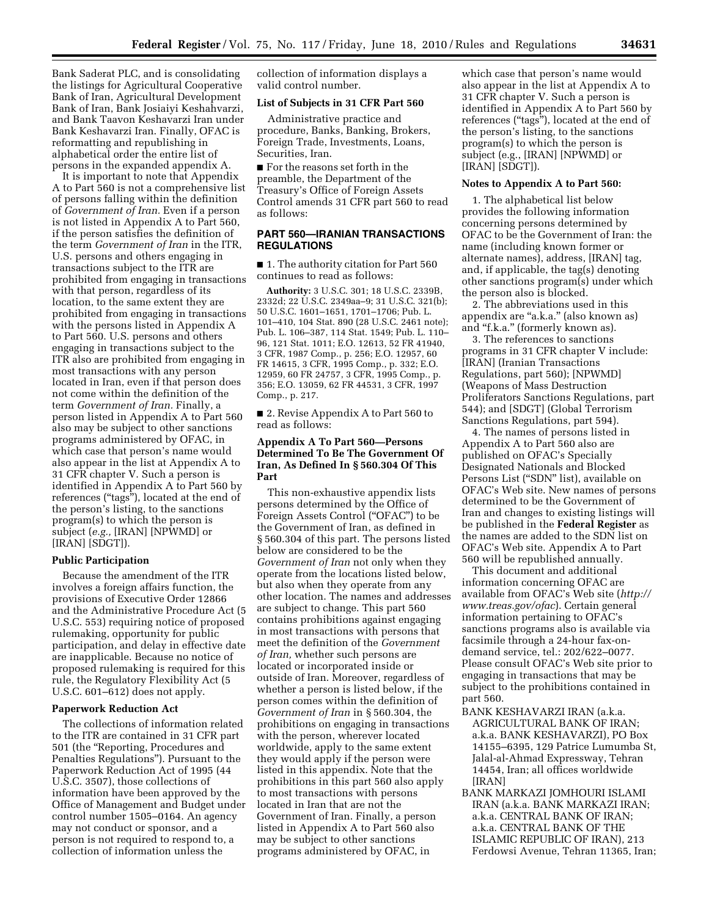Bank Saderat PLC, and is consolidating the listings for Agricultural Cooperative Bank of Iran, Agricultural Development Bank of Iran, Bank Josiaiyi Keshahvarzi, and Bank Taavon Keshavarzi Iran under Bank Keshavarzi Iran. Finally, OFAC is reformatting and republishing in alphabetical order the entire list of persons in the expanded appendix A.

It is important to note that Appendix A to Part 560 is not a comprehensive list of persons falling within the definition of *Government of Iran.* Even if a person is not listed in Appendix A to Part 560, if the person satisfies the definition of the term *Government of Iran* in the ITR, U.S. persons and others engaging in transactions subject to the ITR are prohibited from engaging in transactions with that person, regardless of its location, to the same extent they are prohibited from engaging in transactions with the persons listed in Appendix A to Part 560. U.S. persons and others engaging in transactions subject to the ITR also are prohibited from engaging in most transactions with any person located in Iran, even if that person does not come within the definition of the term *Government of Iran.* Finally, a person listed in Appendix A to Part 560 also may be subject to other sanctions programs administered by OFAC, in which case that person's name would also appear in the list at Appendix A to 31 CFR chapter V. Such a person is identified in Appendix A to Part 560 by references ("tags"), located at the end of the person's listing, to the sanctions program(s) to which the person is subject (*e.g.,* [IRAN] [NPWMD] or [IRAN] [SDGT]).

### Public Participation

Because the amendment of the ITR involves a foreign affairs function, the provisions of Executive Order 12866 and the Administrative Procedure Act (5 U.S.C. 553) requiring notice of proposed rulemaking, opportunity for public participation, and delay in effective date are inapplicable. Because no notice of proposed rulemaking is required for this rule, the Regulatory Flexibility Act (5 U.S.C. 601–612) does not apply.

### Paperwork Reduction Act

The collections of information related to the ITR are contained in 31 CFR part 501 (the "Reporting, Procedures and Penalties Regulations"). Pursuant to the Paperwork Reduction Act of 1995 (44 U.S.C. 3507), those collections of information have been approved by the Office of Management and Budget under control number 1505–0164. An agency may not conduct or sponsor, and a person is not required to respond to, a collection of information unless the collection of information displays a valid control number.

### List of Subjects in 31 CFR Part 560

Administrative practice and procedure, Banks, Banking, Brokers, Foreign Trade, Investments, Loans, Securities, Iran.

■ For the reasons set forth in the preamble, the Department of the Treasury's Office of Foreign Assets Control amends 31 CFR part 560 to read as follows:

## PART 560—IRANIAN TRANSACTIONS REGULATIONS

■ 1. The authority citation for Part 560 continues to read as follows:

**Authority:** 3 U.S.C. 301; 18 U.S.C. 2339B, 2332d; 22 U.S.C. 2349aa–9; 31 U.S.C. 321(b); 50 U.S.C. 1601–1651, 1701–1706; Pub. L. 101–410, 104 Stat. 890 (28 U.S.C. 2461 note); Pub. L. 106–387, 114 Stat. 1549; Pub. L. 110–96, 121 Stat. 1011; E.O. 12613, 52 FR 41940, 3 CFR, 1987 Comp., p. 256; E.O. 12957, 60 FR 14615, 3 CFR, 1995 Comp., p. 332; E.O. 12959, 60 FR 24757, 3 CFR, 1995 Comp., p. 356; E.O. 13059, 62 FR 44531, 3 CFR, 1997 Comp., p. 217.

■ 2. Revise Appendix A to Part 560 to read as follows:

### Appendix A To Part 560—Persons Determined To Be The Government Of Iran, As Defined In § 560.304 Of This Part

This non-exhaustive appendix lists persons determined by the Office of Foreign Assets Control ("OFAC") to be the Government of Iran, as defined in § 560.304 of this part. The persons listed below are considered to be the *Government of Iran* not only when they operate from the locations listed below, but also when they operate from any other location. The names and addresses are subject to change. This part 560 contains prohibitions against engaging in most transactions with persons that meet the definition of the *Government of Iran,* whether such persons are located or incorporated inside or outside of Iran. Moreover, regardless of whether a person is listed below, if the person comes within the definition of *Government of Iran* in § 560.304, the prohibitions on engaging in transactions with the person, wherever located worldwide, apply to the same extent they would apply if the person were listed in this appendix. Note that the prohibitions in this part 560 also apply to most transactions with persons located in Iran that are not the Government of Iran. Finally, a person listed in Appendix A to Part 560 also may be subject to other sanctions programs administered by OFAC, in which case that person's name would also appear in the list at Appendix A to 31 CFR chapter V. Such a person is identified in Appendix A to Part 560 by references ("tags"), located at the end of the person's listing, to the sanctions program(s) to which the person is subject (e.g., [IRAN] [NPWMD] or [IRAN] [SDGT]).

**Notes to Appendix A to Part 560:**

1. The alphabetical list below provides the following information concerning persons determined by OFAC to be the Government of Iran: the name (including known former or alternate names), address, [IRAN] tag, and, if applicable, the tag(s) denoting other sanctions program(s) under which the person also is blocked.

2. The abbreviations used in this appendix are "a.k.a." (also known as) and "f.k.a." (formerly known as).

3. The references to sanctions programs in 31 CFR chapter V include: [IRAN] (Iranian Transactions Regulations, part 560); [NPWMD] (Weapons of Mass Destruction Proliferators Sanctions Regulations, part 544); and [SDGT] (Global Terrorism Sanctions Regulations, part 594).

4. The names of persons listed in Appendix A to Part 560 also are published on OFAC's Specially Designated Nationals and Blocked Persons List ("SDN" list), available on OFAC's Web site. New names of persons determined to be the Government of Iran and changes to existing listings will be published in the **Federal Register** as the names are added to the SDN list on OFAC's Web site. Appendix A to Part 560 will be republished annually.

This document and additional information concerning OFAC are available from OFAC's Web site (*http://www.treas.gov/ofac*). Certain general information pertaining to OFAC's sanctions programs also is available via facsimile through a 24-hour fax-on-demand service, tel.: 202/622–0077. Please consult OFAC's Web site prior to engaging in transactions that may be subject to the prohibitions contained in part 560.

BANK KESHAVARZI IRAN (a.k.a. AGRICULTURAL BANK OF IRAN; a.k.a. BANK KESHAVARZI), PO Box 14155–6395, 129 Patrice Lumumba St, Jalal-al-Ahmad Expressway, Tehran 14454, Iran; all offices worldwide [IRAN]

BANK MARKAZI JOMHOURI ISLAMI IRAN (a.k.a. BANK MARKAZI IRAN; a.k.a. CENTRAL BANK OF IRAN; a.k.a. CENTRAL BANK OF THE ISLAMIC REPUBLIC OF IRAN), 213 Ferdowsi Avenue, Tehran 11365, Iran;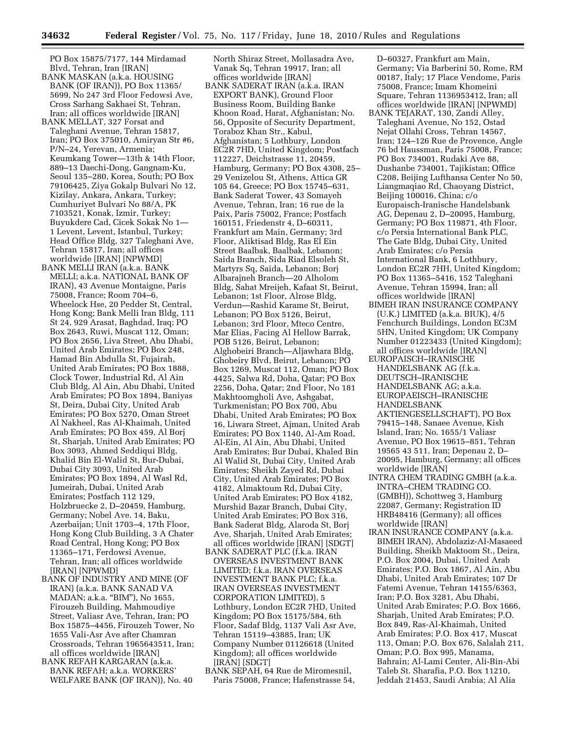PO Box 15875/7177, 144 Mirdamad Blvd, Tehran, Iran [IRAN]

BANK MASKAN (a.k.a. HOUSING BANK (OF IRAN)), PO Box 11365/5699, No 247 3rd Floor Fedowsi Ave, Cross Sarhang Sakhaei St, Tehran, Iran; all offices worldwide [IRAN]

BANK MELLAT, 327 Forsat and Taleghani Avenue, Tehran 15817, Iran; PO Box 375010, Amiryan Str #6, P/N–24, Yerevan, Armenia; Keumkang Tower—13th & 14th Floor, 889–13 Daechi-Dong, Gangnam-Ku, Seoul 135–280, Korea, South; PO Box 79106425, Ziya Gokalp Bulvari No 12, Kizilay, Ankara, Ankara, Turkey; Cumhuriyet Bulvari No 88/A, PK 7103521, Konak, Izmir, Turkey; Buyukdere Cad, Cicek Sokak No 1—1 Levent, Levent, Istanbul, Turkey; Head Office Bldg, 327 Taleghani Ave, Tehran 15817, Iran; all offices worldwide [IRAN] [NPWMD]

BANK MELLI IRAN (a.k.a. BANK MELLI; a.k.a. NATIONAL BANK OF IRAN), 43 Avenue Montaigne, Paris 75008, France; Room 704–6, Wheelock Hse, 20 Pedder St, Central, Hong Kong; Bank Melli Iran Bldg, 111 St 24, 929 Arasat, Baghdad, Iraq; PO Box 2643, Ruwi, Muscat 112, Oman; PO Box 2656, Liva Street, Abu Dhabi, United Arab Emirates; PO Box 248, Hamad Bin Abdulla St, Fujairah, United Arab Emirates; PO Box 1888, Clock Tower, Industrial Rd, Al Ain Club Bldg, Al Ain, Abu Dhabi, United Arab Emirates; PO Box 1894, Baniyas St, Deira, Dubai City, United Arab Emirates; PO Box 5270, Oman Street Al Nakheel, Ras Al-Khaimah, United Arab Emirates; PO Box 459, Al Borj St, Sharjah, United Arab Emirates; PO Box 3093, Ahmed Seddiqui Bldg, Khalid Bin El-Walid St, Bur-Dubai, Dubai City 3093, United Arab Emirates; PO Box 1894, Al Wasl Rd, Jumeirah, Dubai, United Arab Emirates; Postfach 112 129, Holzbruecke 2, D–20459, Hamburg, Germany; Nobel Ave. 14, Baku, Azerbaijan; Unit 1703–4, 17th Floor, Hong Kong Club Building, 3 A Chater Road Central, Hong Kong; PO Box 11365–171, Ferdowsi Avenue, Tehran, Iran; all offices worldwide [IRAN] [NPWMD]

BANK OF INDUSTRY AND MINE (OF IRAN) (a.k.a. BANK SANAD VA MADAN; a.k.a. "BIM"), No 1655, Firouzeh Building, Mahmoudiye Street, Valiasr Ave, Tehran, Iran; PO Box 15875–4456, Firouzeh Tower, No 1655 Vali-Asr Ave after Chamran Crossroads, Tehran 1965643511, Iran; all offices worldwide [IRAN]

BANK REFAH KARGARAN (a.k.a. BANK REFAH; a.k.a. WORKERS' WELFARE BANK (OF IRAN)), No. 40 North Shiraz Street, Mollasadra Ave, Vanak Sq, Tehran 19917, Iran; all offices worldwide [IRAN]

BANK SADERAT IRAN (a.k.a. IRAN EXPORT BANK), Ground Floor Business Room, Building Banke Khoon Road, Harat, Afghanistan; No. 56, Opposite of Security Department, Toraboz Khan Str., Kabul, Afghanistan; 5 Lothbury, London EC2R 7HD, United Kingdom; Postfach 112227, Deichstrasse 11, 20459, Hamburg, Germany; PO Box 4308, 25–29 Venizelou St, Athens, Attica GR 105 64, Greece; PO Box 15745–631, Bank Saderat Tower, 43 Somayeh Avenue, Tehran, Iran; 16 rue de la Paix, Paris 75002, France; Postfach 160151, Friedenstr 4, D–60311, Frankfurt am Main, Germany; 3rd Floor, Aliktisad Bldg, Ras El Ein Street Baalbak, Baalbak, Lebanon; Saida Branch, Sida Riad Elsoleh St, Martyrs Sq, Saida, Lebanon; Borj Albarajneh Branch—20 Alholom Bldg, Sahat Mreijeh, Kafaat St, Beirut, Lebanon; 1st Floor, Alrose Bldg, Verdun—Rashid Karame St, Beirut, Lebanon; PO Box 5126, Beirut, Lebanon; 3rd Floor, Mteco Centre, Mar Elias, Facing Al Hellow Barrak, POB 5126, Beirut, Lebanon; Alghobeiri Branch—Aljawhara Bldg, Ghobeiry Blvd, Beirut, Lebanon; PO Box 1269, Muscat 112, Oman; PO Box 4425, Salwa Rd, Doha, Qatar; PO Box 2256, Doha, Qatar; 2nd Floor, No 181 Makhtoomgholi Ave, Ashgabat, Turkmenistan; PO Box 700, Abu Dhabi, United Arab Emirates; PO Box 16, Liwara Street, Ajman, United Arab Emirates; PO Box 1140, Al-Am Road, Al-Ein, Al Ain, Abu Dhabi, United Arab Emirates; Bur Dubai, Khaled Bin Al Walid St, Dubai City, United Arab Emirates; Sheikh Zayed Rd, Dubai City, United Arab Emirates; PO Box 4182, Almaktoum Rd, Dubai City, United Arab Emirates; PO Box 4182, Murshid Bazar Branch, Dubai City, United Arab Emirates; PO Box 316, Bank Saderat Bldg, Alaroda St, Borj Ave, Sharjah, United Arab Emirates; all offices worldwide [IRAN] [SDGT]

BANK SADERAT PLC (f.k.a. IRAN OVERSEAS INVESTMENT BANK LIMITED; f.k.a. IRAN OVERSEAS INVESTMENT BANK PLC; f.k.a. IRAN OVERSEAS INVESTMENT CORPORATION LIMITED), 5 Lothbury, London EC2R 7HD, United Kingdom; PO Box 15175/584, 6th Floor, Sadaf Bldg, 1137 Vali Asr Ave, Tehran 15119–43885, Iran; UK Company Number 01126618 (United Kingdom); all offices worldwide [IRAN] [SDGT]

BANK SEPAH, 64 Rue de Miromesnil, Paris 75008, France; Hafenstrasse 54, D–60327, Frankfurt am Main, Germany; Via Barberini 50, Rome, RM 00187, Italy; 17 Place Vendome, Paris 75008, France; Imam Khomeini Square, Tehran 1136953412, Iran; all offices worldwide [IRAN] [NPWMD]

BANK TEJARAT, 130, Zandi Alley, Taleghani Avenue, No 152, Ostad Nejat Ollahi Cross, Tehran 14567, Iran; 124–126 Rue de Provence, Angle 76 bd Haussman, Paris 75008, France; PO Box 734001, Rudaki Ave 88, Dushanbe 734001, Tajikistan; Office C208, Beijing Lufthansa Center No 50, Liangmaqiao Rd, Chaoyang District, Beijing 100016, China; c/o Europaisch-Iranische Handelsbank AG, Depenau 2, D–20095, Hamburg, Germany; PO Box 119871, 4th Floor, c/o Persia International Bank PLC, The Gate Bldg, Dubai City, United Arab Emirates; c/o Persia International Bank, 6 Lothbury, London EC2R 7HH, United Kingdom; PO Box 11365–5416, 152 Taleghani Avenue, Tehran 15994, Iran; all offices worldwide [IRAN]

BIMEH IRAN INSURANCE COMPANY (U.K.) LIMITED (a.k.a. BIUK), 4/5 Fenchurch Buildings, London EC3M 5HN, United Kingdom; UK Company Number 01223433 (United Kingdom); all offices worldwide [IRAN]

EUROPAISCH–IRANISCHE HANDELSBANK AG (f.k.a. DEUTSCH–IRANISCHE HANDELSBANK AG; a.k.a. EUROPAEISCH–IRANISCHE HANDELSBANK AKTIENGESELLSCHAFT), PO Box 79415–148, Sanaee Avenue, Kish Island, Iran; No. 1655/1 Valiasr Avenue, PO Box 19615–851, Tehran 19565 43 511, Iran; Depenau 2, D–20095, Hamburg, Germany; all offices worldwide [IRAN]

INTRA CHEM TRADING GMBH (a.k.a. INTRA–CHEM TRADING CO. (GMBH)), Schottweg 3, Hamburg 22087, Germany; Registration ID HRB48416 (Germany); all offices worldwide [IRAN]

IRAN INSURANCE COMPANY (a.k.a. BIMEH IRAN), Abdolaziz-Al-Masaeed Building, Sheikh Maktoom St., Deira, P.O. Box 2004, Dubai, United Arab Emirates; P.O. Box 1867, Al Ain, Abu Dhabi, United Arab Emirates; 107 Dr Fatemi Avenue, Tehran 14155/6363, Iran; P.O. Box 3281, Abu Dhabi, United Arab Emirates; P.O. Box 1666, Sharjah, United Arab Emirates; P.O. Box 849, Ras-Al-Khaimah, United Arab Emirates; P.O. Box 417, Muscat 113, Oman; P.O. Box 676, Salalah 211, Oman; P.O. Box 995, Manama, Bahrain; Al-Lami Center, Ali-Bin-Abi Taleb St. Sharafia, P.O. Box 11210, Jeddah 21453, Saudi Arabia; Al Alia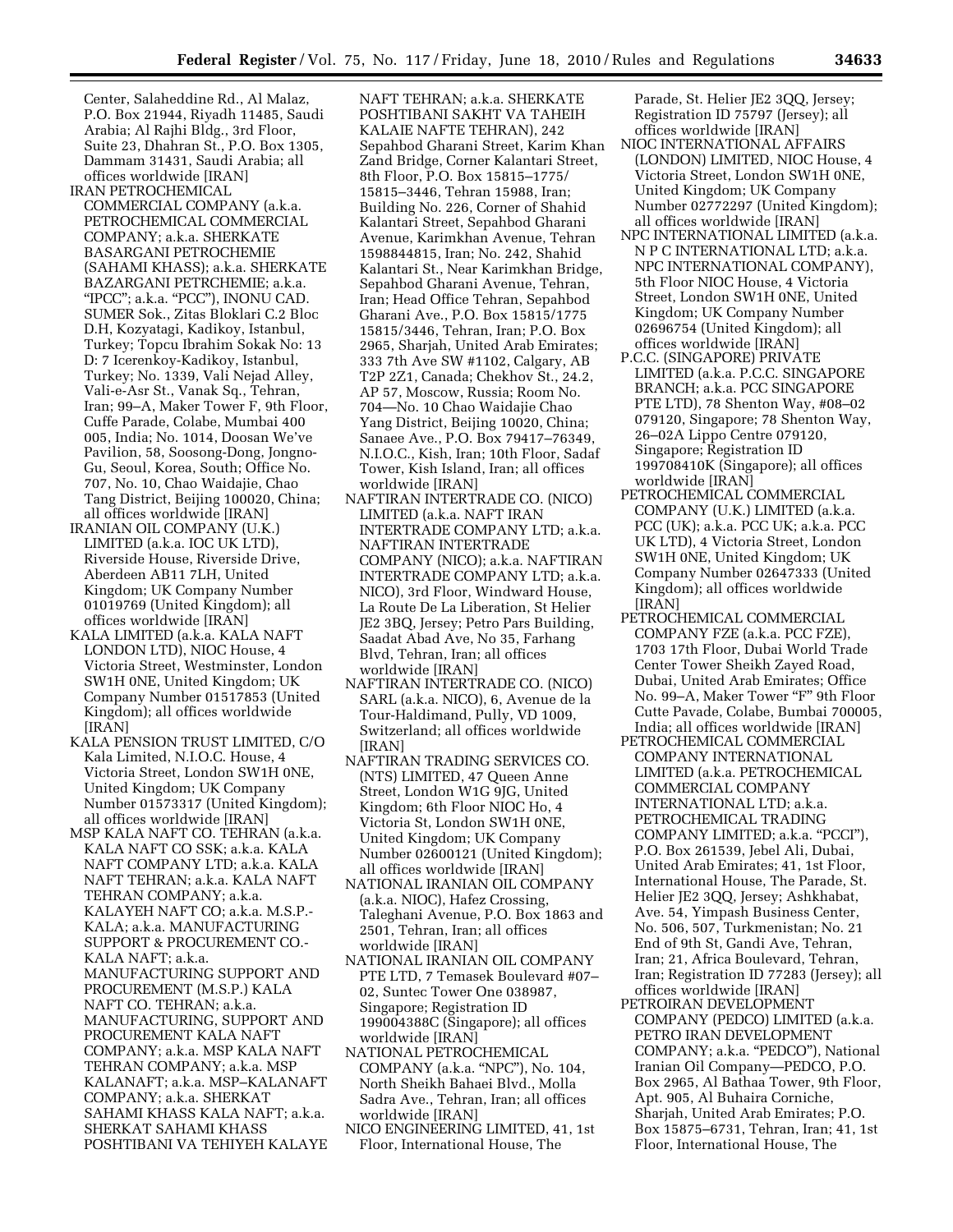Center, Salaheddine Rd., Al Malaz, P.O. Box 21944, Riyadh 11485, Saudi Arabia; Al Rajhi Bldg., 3rd Floor, Suite 23, Dhahran St., P.O. Box 1305, Dammam 31431, Saudi Arabia; all offices worldwide [IRAN]

IRAN PETROCHEMICAL COMMERCIAL COMPANY (a.k.a. PETROCHEMICAL COMMERCIAL COMPANY; a.k.a. SHERKATE BASARGANI PETROCHEMIE (SAHAMI KHASS); a.k.a. SHERKATE BAZARGANI PETRCHEMIE; a.k.a. "IPCC"; a.k.a. "PCC"), INONU CAD. SUMER Sok., Zitas Bloklari C.2 Bloc D.H, Kozyatagi, Kadikoy, Istanbul, Turkey; Topcu Ibrahim Sokak No: 13 D: 7 Icerenkoy-Kadikoy, Istanbul, Turkey; No. 1339, Vali Nejad Alley, Vali-e-Asr St., Vanak Sq., Tehran, Iran; 99–A, Maker Tower F, 9th Floor, Cuffe Parade, Colabe, Mumbai 400 005, India; No. 1014, Doosan We've Pavilion, 58, Soosong-Dong, Jongno-Gu, Seoul, Korea, South; Office No. 707, No. 10, Chao Waidajie, Chao Tang District, Beijing 100020, China; all offices worldwide [IRAN]

IRANIAN OIL COMPANY (U.K.) LIMITED (a.k.a. IOC UK LTD), Riverside House, Riverside Drive, Aberdeen AB11 7LH, United Kingdom; UK Company Number 01019769 (United Kingdom); all offices worldwide [IRAN]

KALA LIMITED (a.k.a. KALA NAFT LONDON LTD), NIOC House, 4 Victoria Street, Westminster, London SW1H 0NE, United Kingdom; UK Company Number 01517853 (United Kingdom); all offices worldwide [IRAN]

KALA PENSION TRUST LIMITED, C/O Kala Limited, N.I.O.C. House, 4 Victoria Street, London SW1H 0NE, United Kingdom; UK Company Number 01573317 (United Kingdom); all offices worldwide [IRAN]

MSP KALA NAFT CO. TEHRAN (a.k.a. KALA NAFT CO SSK; a.k.a. KALA NAFT COMPANY LTD; a.k.a. KALA NAFT TEHRAN; a.k.a. KALA NAFT TEHRAN COMPANY; a.k.a. KALAYEH NAFT CO; a.k.a. M.S.P.-KALA; a.k.a. MANUFACTURING SUPPORT & PROCUREMENT CO.-KALA NAFT; a.k.a. MANUFACTURING SUPPORT AND PROCUREMENT (M.S.P.) KALA NAFT CO. TEHRAN; a.k.a. MANUFACTURING, SUPPORT AND PROCUREMENT KALA NAFT COMPANY; a.k.a. MSP KALA NAFT TEHRAN COMPANY; a.k.a. MSP KALANAFT; a.k.a. MSP–KALANAFT COMPANY; a.k.a. SHERKAT SAHAMI KHASS KALA NAFT; a.k.a. SHERKAT SAHAMI KHASS POSHTIBANI VA TEHIYEH KALAYE NAFT TEHRAN; a.k.a. SHERKATE POSHTIBANI SAKHT VA TAHEIH KALAIE NAFTE TEHRAN), 242 Sepahbod Gharani Street, Karim Khan Zand Bridge, Corner Kalantari Street, 8th Floor, P.O. Box 15815–1775/15815–3446, Tehran 15988, Iran; Building No. 226, Corner of Shahid Kalantari Street, Sepahbod Gharani Avenue, Karimkhan Avenue, Tehran 1598844815, Iran; No. 242, Shahid Kalantari St., Near Karimkhan Bridge, Sepahbod Gharani Avenue, Tehran, Iran; Head Office Tehran, Sepahbod Gharani Ave., P.O. Box 15815/1775 15815/3446, Tehran, Iran; P.O. Box 2965, Sharjah, United Arab Emirates; 333 7th Ave SW #1102, Calgary, AB T2P 2Z1, Canada; Chekhov St., 24.2, AP 57, Moscow, Russia; Room No. 704—No. 10 Chao Waidajie Chao Yang District, Beijing 10020, China; Sanaee Ave., P.O. Box 79417–76349, N.I.O.C., Kish, Iran; 10th Floor, Sadaf Tower, Kish Island, Iran; all offices worldwide [IRAN]

NAFTIRAN INTERTRADE CO. (NICO) LIMITED (a.k.a. NAFT IRAN INTERTRADE COMPANY LTD; a.k.a. NAFTIRAN INTERTRADE COMPANY (NICO); a.k.a. NAFTIRAN INTERTRADE COMPANY LTD; a.k.a. NICO), 3rd Floor, Windward House, La Route De La Liberation, St Helier JE2 3BQ, Jersey; Petro Pars Building, Saadat Abad Ave, No 35, Farhang Blvd, Tehran, Iran; all offices worldwide [IRAN]

NAFTIRAN INTERTRADE CO. (NICO) SARL (a.k.a. NICO), 6, Avenue de la Tour-Haldimand, Pully, VD 1009, Switzerland; all offices worldwide [IRAN]

NAFTIRAN TRADING SERVICES CO. (NTS) LIMITED, 47 Queen Anne Street, London W1G 9JG, United Kingdom; 6th Floor NIOC Ho, 4 Victoria St, London SW1H 0NE, United Kingdom; UK Company Number 02600121 (United Kingdom); all offices worldwide [IRAN]

NATIONAL IRANIAN OIL COMPANY (a.k.a. NIOC), Hafez Crossing, Taleghani Avenue, P.O. Box 1863 and 2501, Tehran, Iran; all offices worldwide [IRAN]

NATIONAL IRANIAN OIL COMPANY PTE LTD, 7 Temasek Boulevard #07–02, Suntec Tower One 038987, Singapore; Registration ID 199004388C (Singapore); all offices worldwide [IRAN]

NATIONAL PETROCHEMICAL COMPANY (a.k.a. "NPC"), No. 104, North Sheikh Bahaei Blvd., Molla Sadra Ave., Tehran, Iran; all offices worldwide [IRAN]

NICO ENGINEERING LIMITED, 41, 1st Floor, International House, The Parade, St. Helier JE2 3QQ, Jersey; Registration ID 75797 (Jersey); all offices worldwide [IRAN]

NIOC INTERNATIONAL AFFAIRS (LONDON) LIMITED, NIOC House, 4 Victoria Street, London SW1H 0NE, United Kingdom; UK Company Number 02772297 (United Kingdom); all offices worldwide [IRAN]

NPC INTERNATIONAL LIMITED (a.k.a. N P C INTERNATIONAL LTD; a.k.a. NPC INTERNATIONAL COMPANY), 5th Floor NIOC House, 4 Victoria Street, London SW1H 0NE, United Kingdom; UK Company Number 02696754 (United Kingdom); all offices worldwide [IRAN]

P.C.C. (SINGAPORE) PRIVATE LIMITED (a.k.a. P.C.C. SINGAPORE BRANCH; a.k.a. PCC SINGAPORE PTE LTD), 78 Shenton Way, #08–02 079120, Singapore; 78 Shenton Way, 26–02A Lippo Centre 079120, Singapore; Registration ID 199708410K (Singapore); all offices worldwide [IRAN]

PETROCHEMICAL COMMERCIAL COMPANY (U.K.) LIMITED (a.k.a. PCC (UK); a.k.a. PCC UK; a.k.a. PCC UK LTD), 4 Victoria Street, London SW1H 0NE, United Kingdom; UK Company Number 02647333 (United Kingdom); all offices worldwide [IRAN]

PETROCHEMICAL COMMERCIAL COMPANY FZE (a.k.a. PCC FZE), 1703 17th Floor, Dubai World Trade Center Tower Sheikh Zayed Road, Dubai, United Arab Emirates; Office No. 99–A, Maker Tower "F" 9th Floor Cutte Pavade, Colabe, Bumbai 700005, India; all offices worldwide [IRAN]

PETROCHEMICAL COMMERCIAL COMPANY INTERNATIONAL LIMITED (a.k.a. PETROCHEMICAL COMMERCIAL COMPANY INTERNATIONAL LTD; a.k.a. PETROCHEMICAL TRADING COMPANY LIMITED; a.k.a. "PCCI"), P.O. Box 261539, Jebel Ali, Dubai, United Arab Emirates; 41, 1st Floor, International House, The Parade, St. Helier JE2 3QQ, Jersey; Ashkhabat, Ave. 54, Yimpash Business Center, No. 506, 507, Turkmenistan; No. 21 End of 9th St, Gandi Ave, Tehran, Iran; 21, Africa Boulevard, Tehran, Iran; Registration ID 77283 (Jersey); all offices worldwide [IRAN]

PETROIRAN DEVELOPMENT COMPANY (PEDCO) LIMITED (a.k.a. PETRO IRAN DEVELOPMENT COMPANY; a.k.a. "PEDCO"), National Iranian Oil Company—PEDCO, P.O. Box 2965, Al Bathaa Tower, 9th Floor, Apt. 905, Al Buhaira Corniche, Sharjah, United Arab Emirates; P.O. Box 15875–6731, Tehran, Iran; 41, 1st Floor, International House, The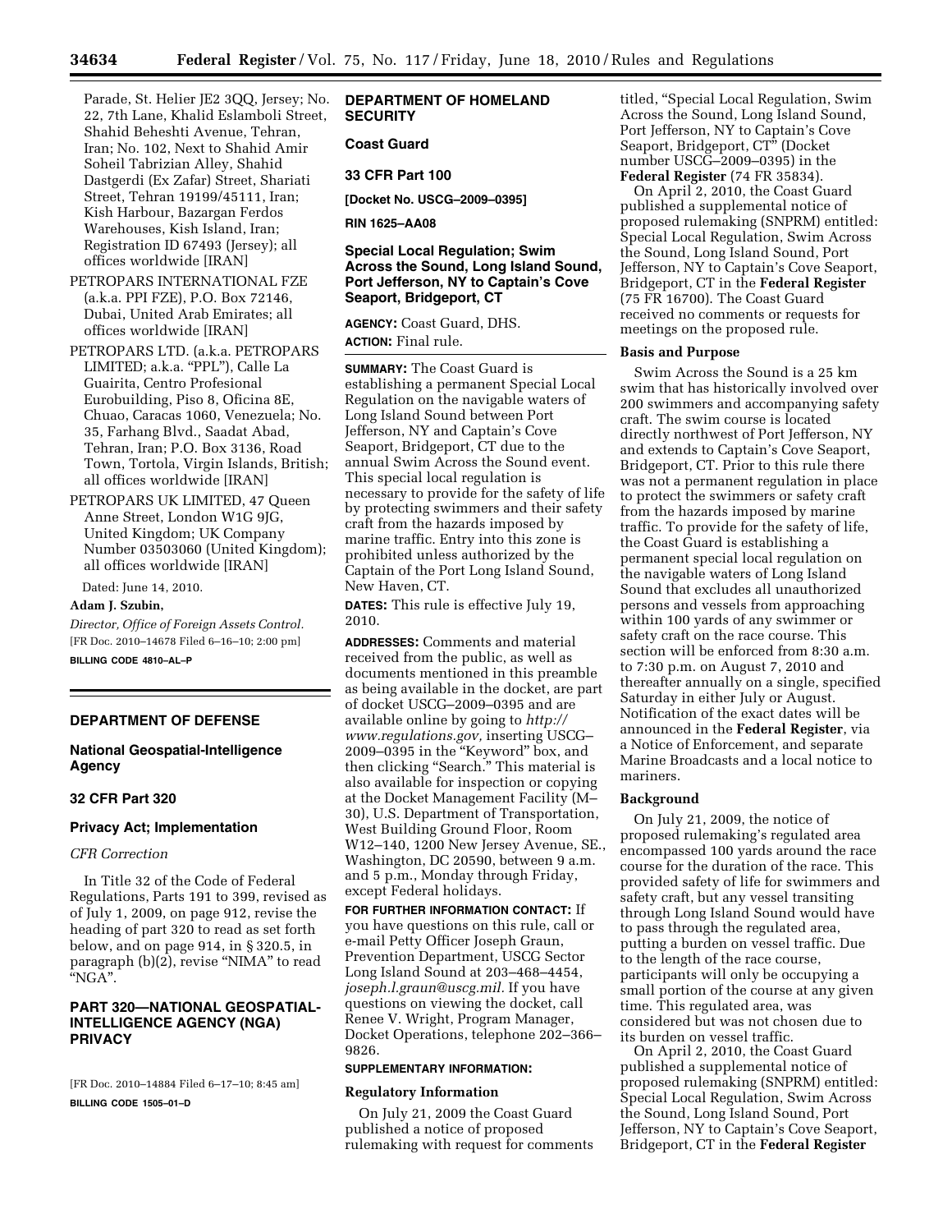Parade, St. Helier JE2 3QQ, Jersey; No. 22, 7th Lane, Khalid Eslamboli Street, Shahid Beheshti Avenue, Tehran, Iran; No. 102, Next to Shahid Amir Soheil Tabrizian Alley, Shahid Dastgerdi (Ex Zafar) Street, Shariati Street, Tehran 19199/45111, Iran; Kish Harbour, Bazargan Ferdos Warehouses, Kish Island, Iran; Registration ID 67493 (Jersey); all offices worldwide [IRAN]

PETROPARS INTERNATIONAL FZE (a.k.a. PPI FZE), P.O. Box 72146, Dubai, United Arab Emirates; all offices worldwide [IRAN]

PETROPARS LTD. (a.k.a. PETROPARS LIMITED; a.k.a. "PPL"), Calle La Guairita, Centro Profesional Eurobuilding, Piso 8, Oficina 8E, Chuao, Caracas 1060, Venezuela; No. 35, Farhang Blvd., Saadat Abad, Tehran, Iran; P.O. Box 3136, Road Town, Tortola, Virgin Islands, British; all offices worldwide [IRAN]

PETROPARS UK LIMITED, 47 Queen Anne Street, London W1G 9JG, United Kingdom; UK Company Number 03503060 (United Kingdom); all offices worldwide [IRAN]

Dated: June 14, 2010.

**Adam J. Szubin,**

*Director, Office of Foreign Assets Control.*

[FR Doc. 2010–14678 Filed 6–16–10; 2:00 pm]

**BILLING CODE 4810–AL–P**

---

## DEPARTMENT OF DEFENSE

### National Geospatial-Intelligence Agency

### 32 CFR Part 320

### Privacy Act; Implementation

*CFR Correction*

In Title 32 of the Code of Federal Regulations, Parts 191 to 399, revised as of July 1, 2009, on page 912, revise the heading of part 320 to read as set forth below, and on page 914, in § 320.5, in paragraph (b)(2), revise "NIMA" to read "NGA".

### PART 320—NATIONAL GEOSPATIAL-INTELLIGENCE AGENCY (NGA) PRIVACY

[FR Doc. 2010–14884 Filed 6–17–10; 8:45 am]

**BILLING CODE 1505–01–D**

---

## DEPARTMENT OF HOMELAND SECURITY

### Coast Guard

### 33 CFR Part 100

**[Docket No. USCG–2009–0395]**

**RIN 1625–AA08**

### Special Local Regulation; Swim Across the Sound, Long Island Sound, Port Jefferson, NY to Captain's Cove Seaport, Bridgeport, CT

**AGENCY:** Coast Guard, DHS.

**ACTION:** Final rule.

**SUMMARY:** The Coast Guard is establishing a permanent Special Local Regulation on the navigable waters of Long Island Sound between Port Jefferson, NY and Captain's Cove Seaport, Bridgeport, CT due to the annual Swim Across the Sound event. This special local regulation is necessary to provide for the safety of life by protecting swimmers and their safety craft from the hazards imposed by marine traffic. Entry into this zone is prohibited unless authorized by the Captain of the Port Long Island Sound, New Haven, CT.

**DATES:** This rule is effective July 19, 2010.

**ADDRESSES:** Comments and material received from the public, as well as documents mentioned in this preamble as being available in the docket, are part of docket USCG–2009–0395 and are available online by going to *http://www.regulations.gov,* inserting USCG–2009–0395 in the "Keyword" box, and then clicking "Search." This material is also available for inspection or copying at the Docket Management Facility (M–30), U.S. Department of Transportation, West Building Ground Floor, Room W12–140, 1200 New Jersey Avenue, SE., Washington, DC 20590, between 9 a.m. and 5 p.m., Monday through Friday, except Federal holidays.

**FOR FURTHER INFORMATION CONTACT:** If you have questions on this rule, call or e-mail Petty Officer Joseph Graun, Prevention Department, USCG Sector Long Island Sound at 203–468–4454, *joseph.l.graun@uscg.mil.* If you have questions on viewing the docket, call Renee V. Wright, Program Manager, Docket Operations, telephone 202–366–9826.

**SUPPLEMENTARY INFORMATION:**

#### Regulatory Information

On July 21, 2009 the Coast Guard published a notice of proposed rulemaking with request for comments titled, "Special Local Regulation, Swim Across the Sound, Long Island Sound, Port Jefferson, NY to Captain's Cove Seaport, Bridgeport, CT" (Docket number USCG–2009–0395) in the **Federal Register** (74 FR 35834).

On April 2, 2010, the Coast Guard published a supplemental notice of proposed rulemaking (SNPRM) entitled: Special Local Regulation, Swim Across the Sound, Long Island Sound, Port Jefferson, NY to Captain's Cove Seaport, Bridgeport, CT in the **Federal Register** (75 FR 16700). The Coast Guard received no comments or requests for meetings on the proposed rule.

#### Basis and Purpose

Swim Across the Sound is a 25 km swim that has historically involved over 200 swimmers and accompanying safety craft. The swim course is located directly northwest of Port Jefferson, NY and extends to Captain's Cove Seaport, Bridgeport, CT. Prior to this rule there was not a permanent regulation in place to protect the swimmers or safety craft from the hazards imposed by marine traffic. To provide for the safety of life, the Coast Guard is establishing a permanent special local regulation on the navigable waters of Long Island Sound that excludes all unauthorized persons and vessels from approaching within 100 yards of any swimmer or safety craft on the race course. This section will be enforced from 8:30 a.m. to 7:30 p.m. on August 7, 2010 and thereafter annually on a single, specified Saturday in either July or August. Notification of the exact dates will be announced in the **Federal Register**, via a Notice of Enforcement, and separate Marine Broadcasts and a local notice to mariners.

#### Background

On July 21, 2009, the notice of proposed rulemaking's regulated area encompassed 100 yards around the race course for the duration of the race. This provided safety of life for swimmers and safety craft, but any vessel transiting through Long Island Sound would have to pass through the regulated area, putting a burden on vessel traffic. Due to the length of the race course, participants will only be occupying a small portion of the course at any given time. This regulated area, was considered but was not chosen due to its burden on vessel traffic.

On April 2, 2010, the Coast Guard published a supplemental notice of proposed rulemaking (SNPRM) entitled: Special Local Regulation, Swim Across the Sound, Long Island Sound, Port Jefferson, NY to Captain's Cove Seaport, Bridgeport, CT in the **Federal Register**